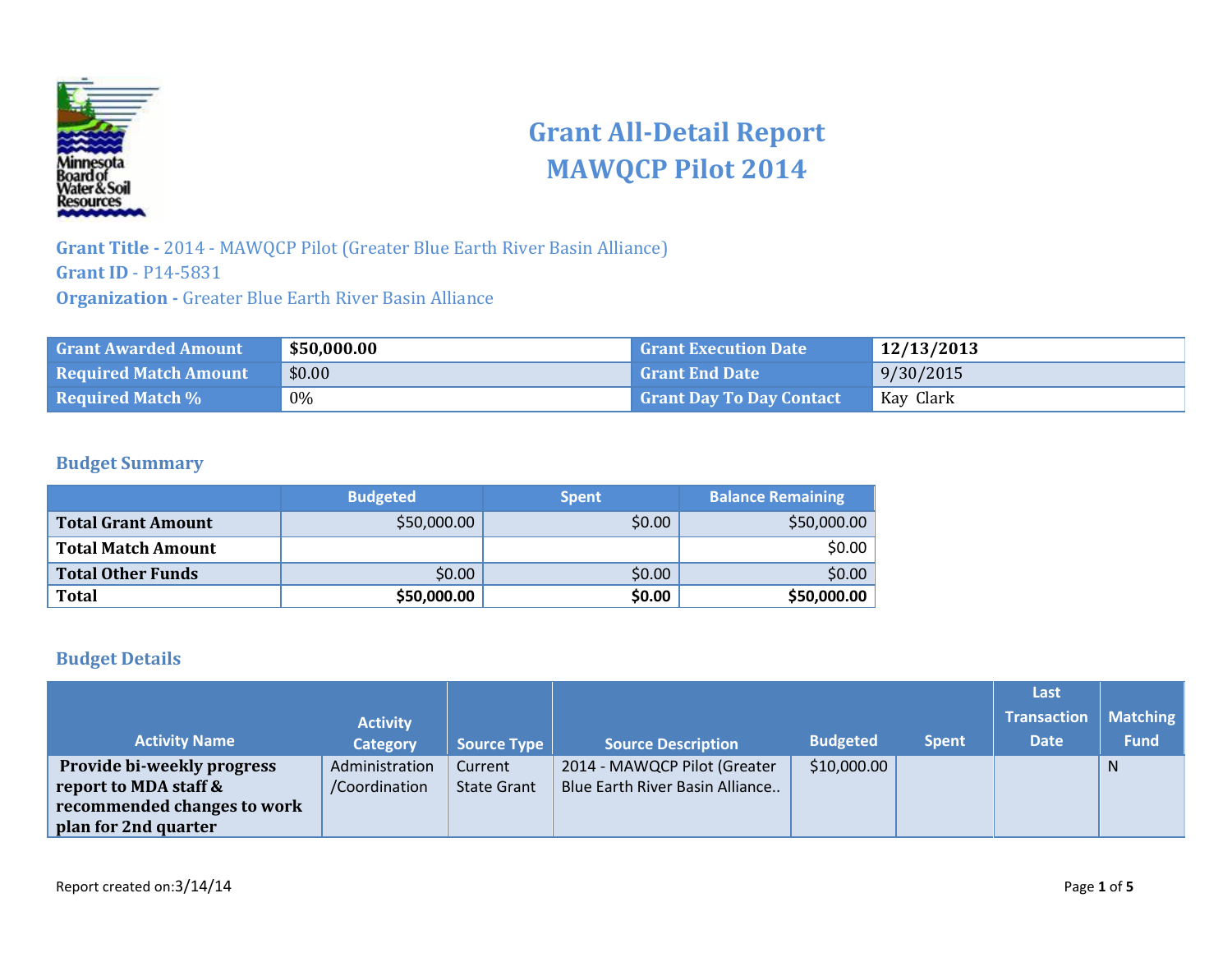# Grant All-Detail Report
# MAWQCP Pilot 2014

**Grant Title -** 2014 - MAWQCP Pilot (Greater Blue Earth River Basin Alliance)
**Grant ID** - P14-5831
**Organization -** Greater Blue Earth River Basin Alliance

| Grant Awarded Amount | **$50,000.00** | Grant Execution Date | **12/13/2013** |
|---|---|---|---|
| Required Match Amount | $0.00 | Grant End Date | 9/30/2015 |
| Required Match % | 0% | Grant Day To Day Contact | Kay Clark |

## Budget Summary

| | Budgeted | Spent | Balance Remaining |
|---|---|---|---|
| **Total Grant Amount** | $50,000.00 | $0.00 | $50,000.00 |
| **Total Match Amount** | | | $0.00 |
| **Total Other Funds** | $0.00 | $0.00 | $0.00 |
| **Total** | **$50,000.00** | **$0.00** | **$50,000.00** |

## Budget Details

| Activity Name | Activity Category | Source Type | Source Description | Budgeted | Spent | Last Transaction Date | Matching Fund |
|---|---|---|---|---|---|---|---|
| **Provide bi-weekly progress report to MDA staff & recommended changes to work plan for 2nd quarter** | Administration /Coordination | Current State Grant | 2014 - MAWQCP Pilot (Greater Blue Earth River Basin Alliance.. | $10,000.00 | | | N |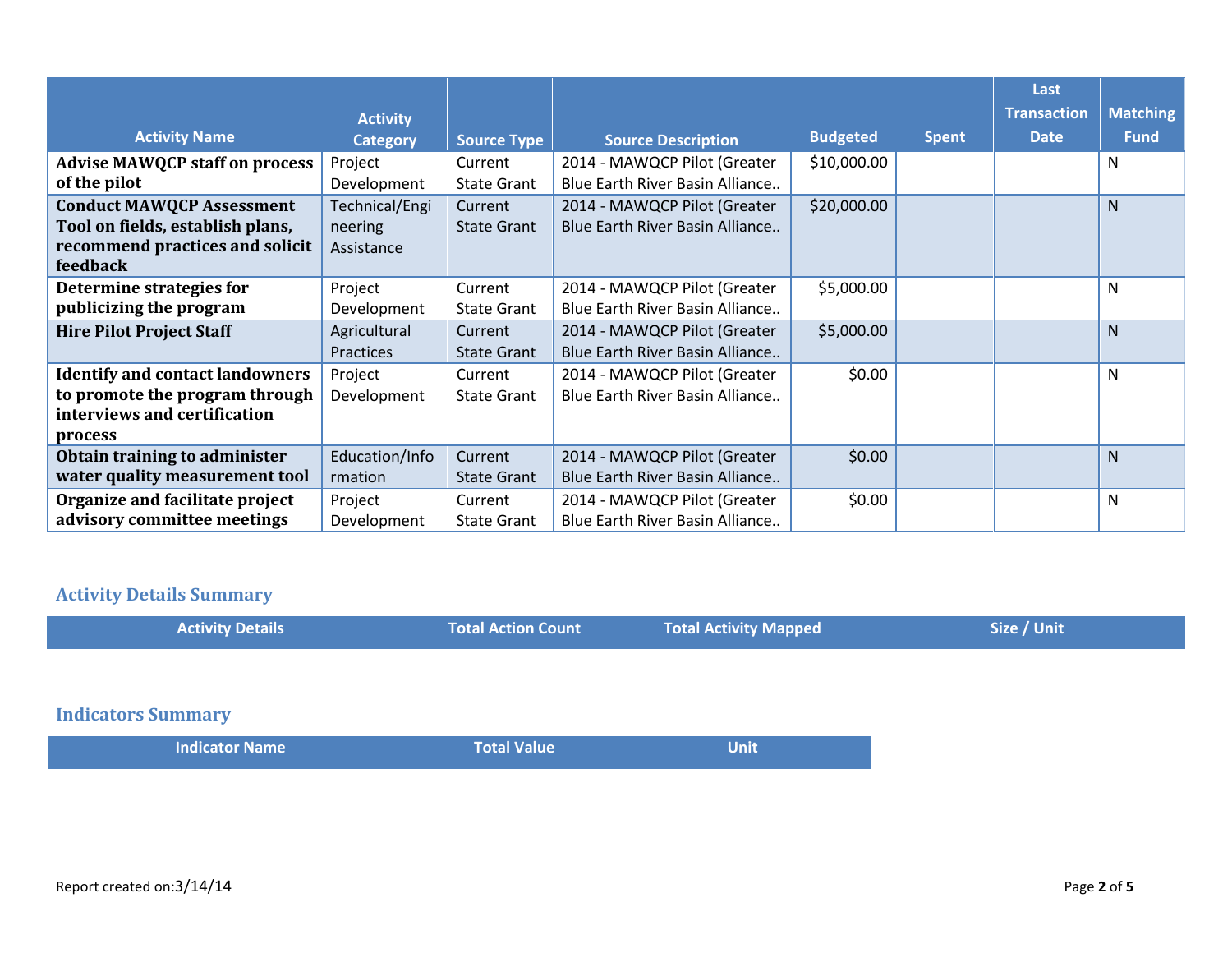| Activity Name | Activity Category | Source Type | Source Description | Budgeted | Spent | Last Transaction Date | Matching Fund |
|---|---|---|---|---|---|---|---|
| **Advise MAWQCP staff on process of the pilot** | Project Development | Current State Grant | 2014 - MAWQCP Pilot (Greater Blue Earth River Basin Alliance.. | $10,000.00 | | | N |
| **Conduct MAWQCP Assessment Tool on fields, establish plans, recommend practices and solicit feedback** | Technical/Engineering Assistance | Current State Grant | 2014 - MAWQCP Pilot (Greater Blue Earth River Basin Alliance.. | $20,000.00 | | | N |
| **Determine strategies for publicizing the program** | Project Development | Current State Grant | 2014 - MAWQCP Pilot (Greater Blue Earth River Basin Alliance.. | $5,000.00 | | | N |
| **Hire Pilot Project Staff** | Agricultural Practices | Current State Grant | 2014 - MAWQCP Pilot (Greater Blue Earth River Basin Alliance.. | $5,000.00 | | | N |
| **Identify and contact landowners to promote the program through interviews and certification process** | Project Development | Current State Grant | 2014 - MAWQCP Pilot (Greater Blue Earth River Basin Alliance.. | $0.00 | | | N |
| **Obtain training to administer water quality measurement tool** | Education/Information | Current State Grant | 2014 - MAWQCP Pilot (Greater Blue Earth River Basin Alliance.. | $0.00 | | | N |
| **Organize and facilitate project advisory committee meetings** | Project Development | Current State Grant | 2014 - MAWQCP Pilot (Greater Blue Earth River Basin Alliance.. | $0.00 | | | N |

## Activity Details Summary

| Activity Details | Total Action Count | Total Activity Mapped | Size / Unit |
|---|---|---|---|

## Indicators Summary

| Indicator Name | Total Value | Unit |
|---|---|---|

Report created on:3/14/14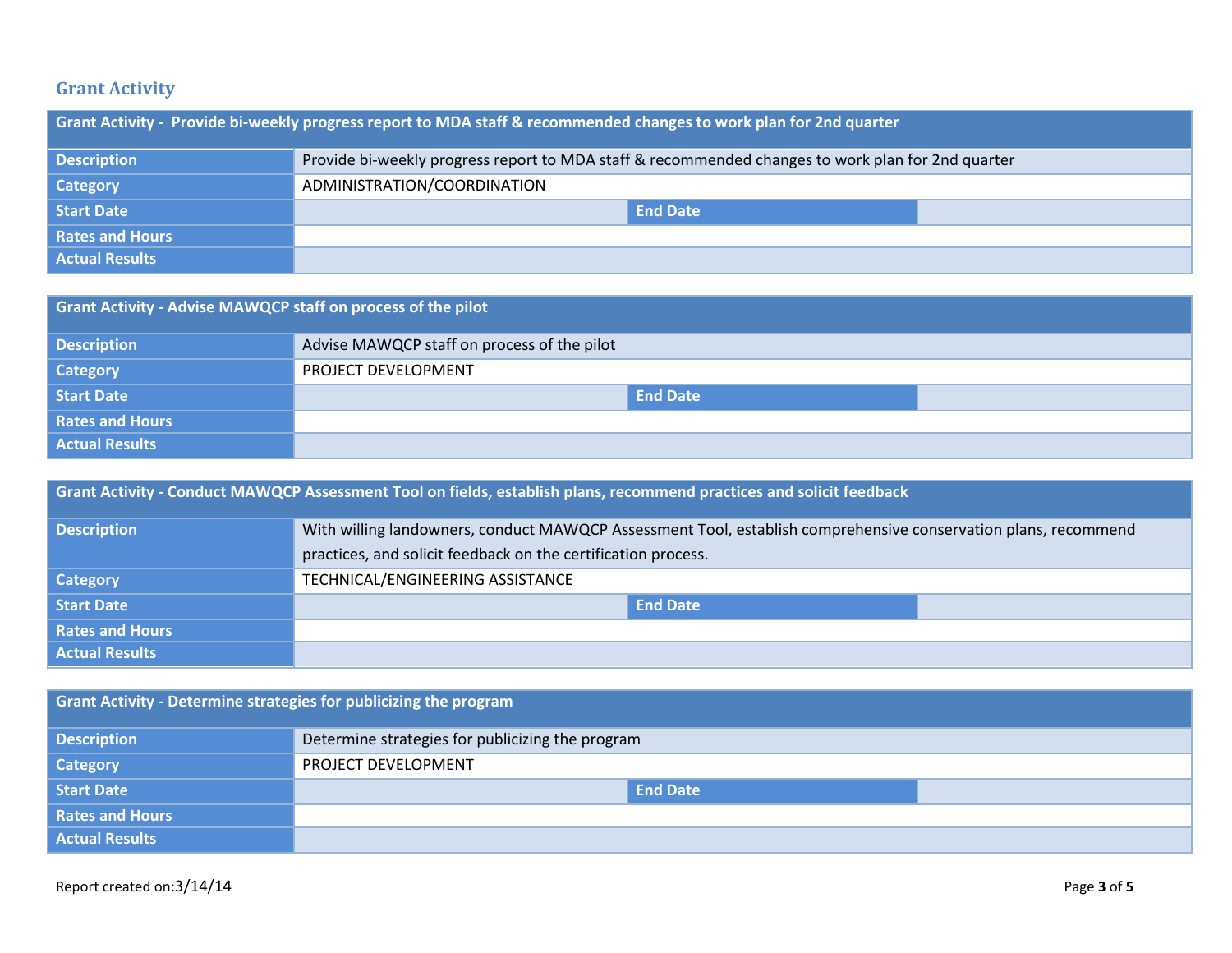## Grant Activity

| Grant Activity - Provide bi-weekly progress report to MDA staff & recommended changes to work plan for 2nd quarter | | | |
|---|---|---|---|
| **Description** | Provide bi-weekly progress report to MDA staff & recommended changes to work plan for 2nd quarter | | |
| **Category** | ADMINISTRATION/COORDINATION | | |
| **Start Date** | | **End Date** | |
| **Rates and Hours** | | | |
| **Actual Results** | | | |

| Grant Activity - Advise MAWQCP staff on process of the pilot | | | |
|---|---|---|---|
| **Description** | Advise MAWQCP staff on process of the pilot | | |
| **Category** | PROJECT DEVELOPMENT | | |
| **Start Date** | | **End Date** | |
| **Rates and Hours** | | | |
| **Actual Results** | | | |

| Grant Activity - Conduct MAWQCP Assessment Tool on fields, establish plans, recommend practices and solicit feedback | | | |
|---|---|---|---|
| **Description** | With willing landowners, conduct MAWQCP Assessment Tool, establish comprehensive conservation plans, recommend practices, and solicit feedback on the certification process. | | |
| **Category** | TECHNICAL/ENGINEERING ASSISTANCE | | |
| **Start Date** | | **End Date** | |
| **Rates and Hours** | | | |
| **Actual Results** | | | |

| Grant Activity - Determine strategies for publicizing the program | | | |
|---|---|---|---|
| **Description** | Determine strategies for publicizing the program | | |
| **Category** | PROJECT DEVELOPMENT | | |
| **Start Date** | | **End Date** | |
| **Rates and Hours** | | | |
| **Actual Results** | | | |

Report created on:3/14/14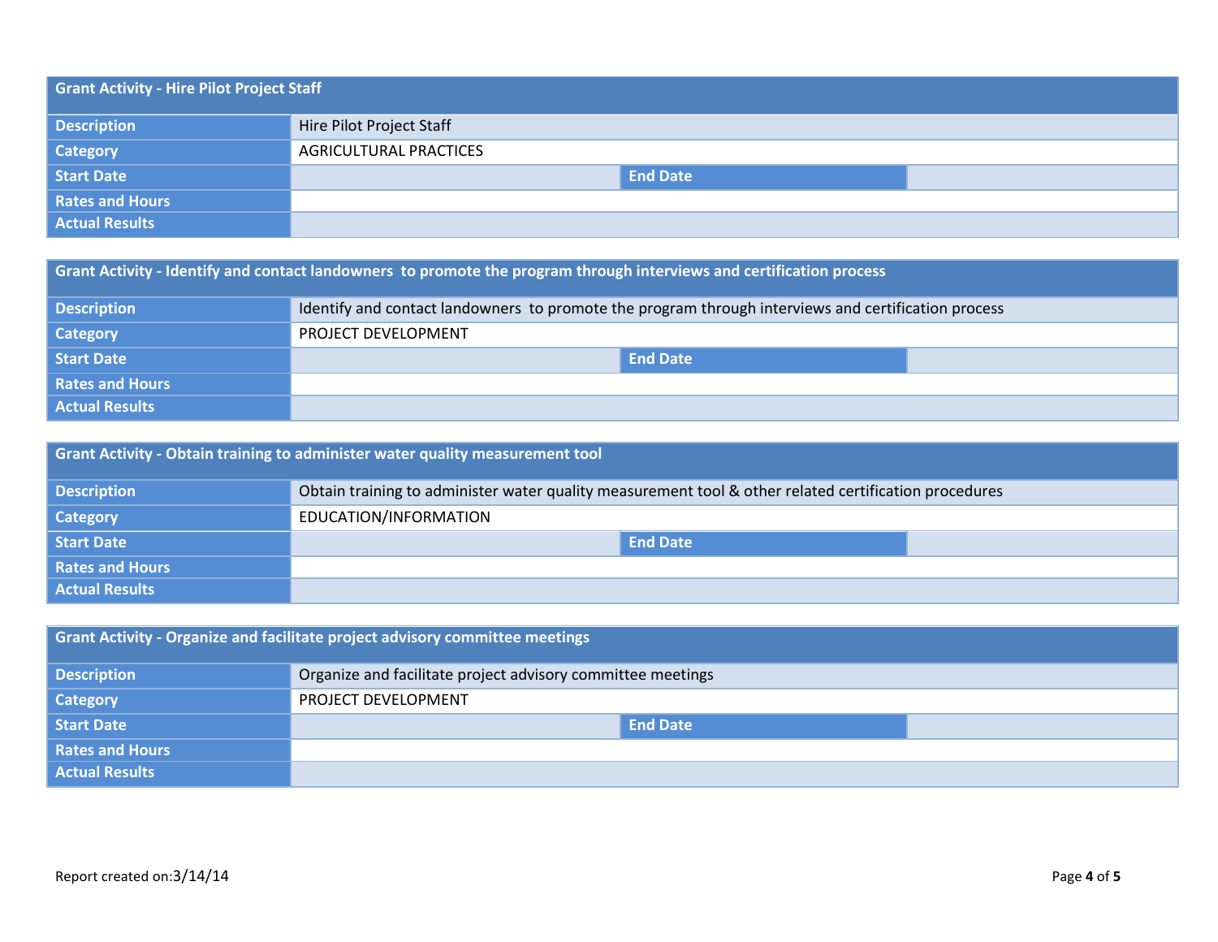| Grant Activity - Hire Pilot Project Staff | | | |
|---|---|---|---|
| Description | Hire Pilot Project Staff | | |
| Category | AGRICULTURAL PRACTICES | | |
| Start Date | | End Date | |
| Rates and Hours | | | |
| Actual Results | | | |

| Grant Activity - Identify and contact landowners to promote the program through interviews and certification process | | | |
|---|---|---|---|
| Description | Identify and contact landowners to promote the program through interviews and certification process | | |
| Category | PROJECT DEVELOPMENT | | |
| Start Date | | End Date | |
| Rates and Hours | | | |
| Actual Results | | | |

| Grant Activity - Obtain training to administer water quality measurement tool | | | |
|---|---|---|---|
| Description | Obtain training to administer water quality measurement tool & other related certification procedures | | |
| Category | EDUCATION/INFORMATION | | |
| Start Date | | End Date | |
| Rates and Hours | | | |
| Actual Results | | | |

| Grant Activity - Organize and facilitate project advisory committee meetings | | | |
|---|---|---|---|
| Description | Organize and facilitate project advisory committee meetings | | |
| Category | PROJECT DEVELOPMENT | | |
| Start Date | | End Date | |
| Rates and Hours | | | |
| Actual Results | | | |

Report created on:3/14/14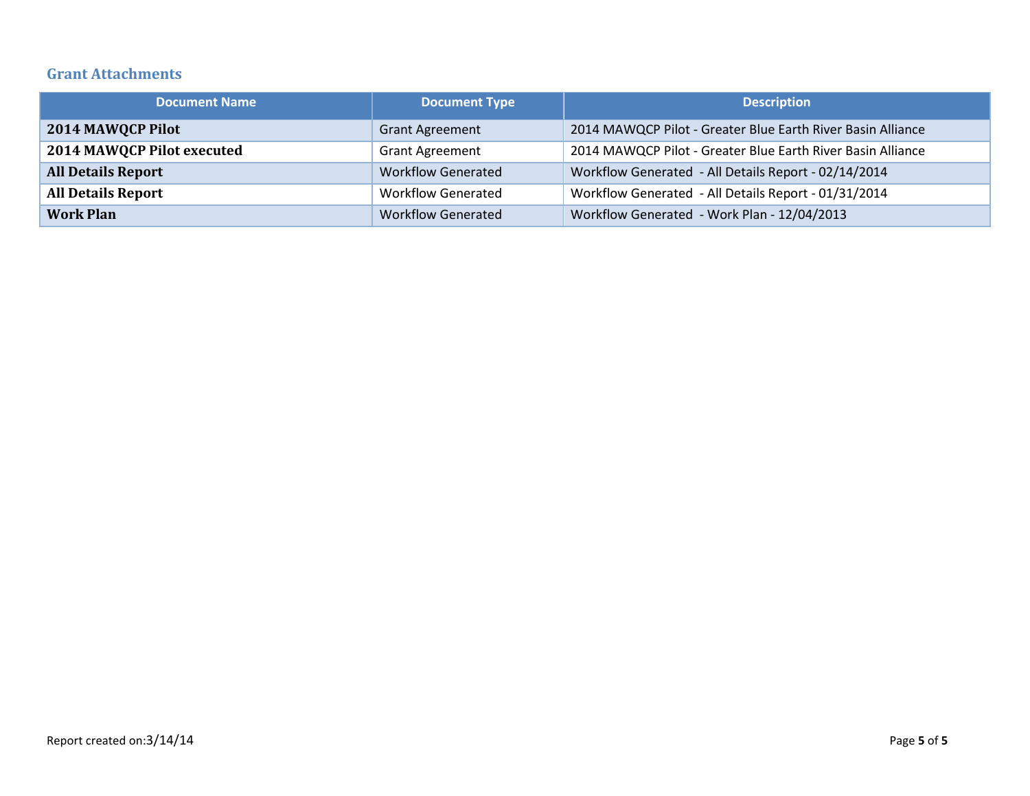## Grant Attachments

| Document Name | Document Type | Description |
| --- | --- | --- |
| **2014 MAWQCP Pilot** | Grant Agreement | 2014 MAWQCP Pilot - Greater Blue Earth River Basin Alliance |
| **2014 MAWQCP Pilot executed** | Grant Agreement | 2014 MAWQCP Pilot - Greater Blue Earth River Basin Alliance |
| **All Details Report** | Workflow Generated | Workflow Generated - All Details Report - 02/14/2014 |
| **All Details Report** | Workflow Generated | Workflow Generated - All Details Report - 01/31/2014 |
| **Work Plan** | Workflow Generated | Workflow Generated - Work Plan - 12/04/2013 |

Report created on:3/14/14